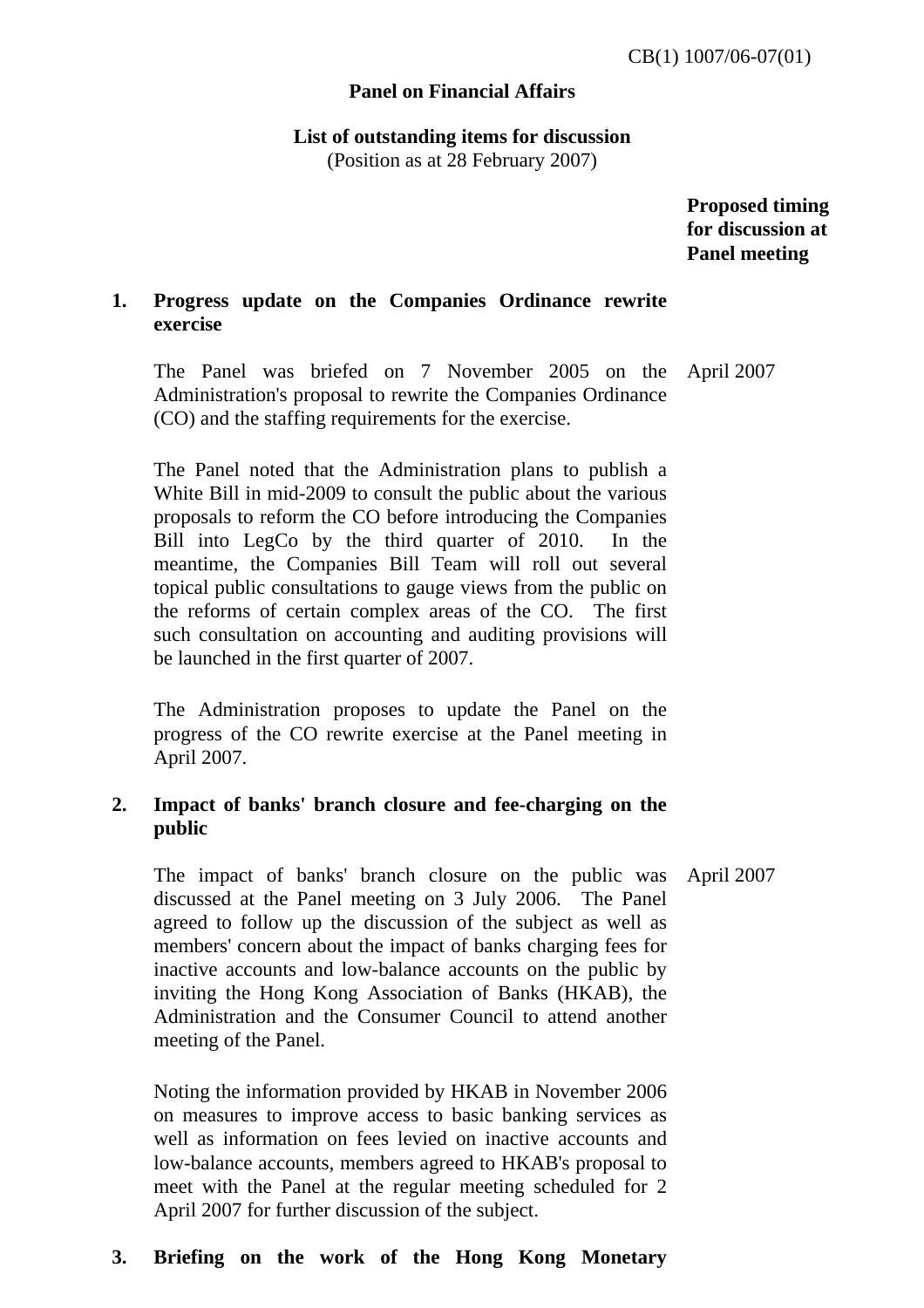CB(1) 1007/06-07(01)

**Panel on Financial Affairs**

**List of outstanding items for discussion**
(Position as at 28 February 2007)

| | **Proposed timing for discussion at Panel meeting** |
|---|---|
| **1. Progress update on the Companies Ordinance rewrite exercise** | |
| The Panel was briefed on 7 November 2005 on the Administration's proposal to rewrite the Companies Ordinance (CO) and the staffing requirements for the exercise. | April 2007 |
| The Panel noted that the Administration plans to publish a White Bill in mid-2009 to consult the public about the various proposals to reform the CO before introducing the Companies Bill into LegCo by the third quarter of 2010. In the meantime, the Companies Bill Team will roll out several topical public consultations to gauge views from the public on the reforms of certain complex areas of the CO. The first such consultation on accounting and auditing provisions will be launched in the first quarter of 2007. | |
| The Administration proposes to update the Panel on the progress of the CO rewrite exercise at the Panel meeting in April 2007. | |
| **2. Impact of banks' branch closure and fee-charging on the public** | |
| The impact of banks' branch closure on the public was discussed at the Panel meeting on 3 July 2006. The Panel agreed to follow up the discussion of the subject as well as members' concern about the impact of banks charging fees for inactive accounts and low-balance accounts on the public by inviting the Hong Kong Association of Banks (HKAB), the Administration and the Consumer Council to attend another meeting of the Panel. | April 2007 |
| Noting the information provided by HKAB in November 2006 on measures to improve access to basic banking services as well as information on fees levied on inactive accounts and low-balance accounts, members agreed to HKAB's proposal to meet with the Panel at the regular meeting scheduled for 2 April 2007 for further discussion of the subject. | |
| **3. Briefing on the work of the Hong Kong Monetary** | |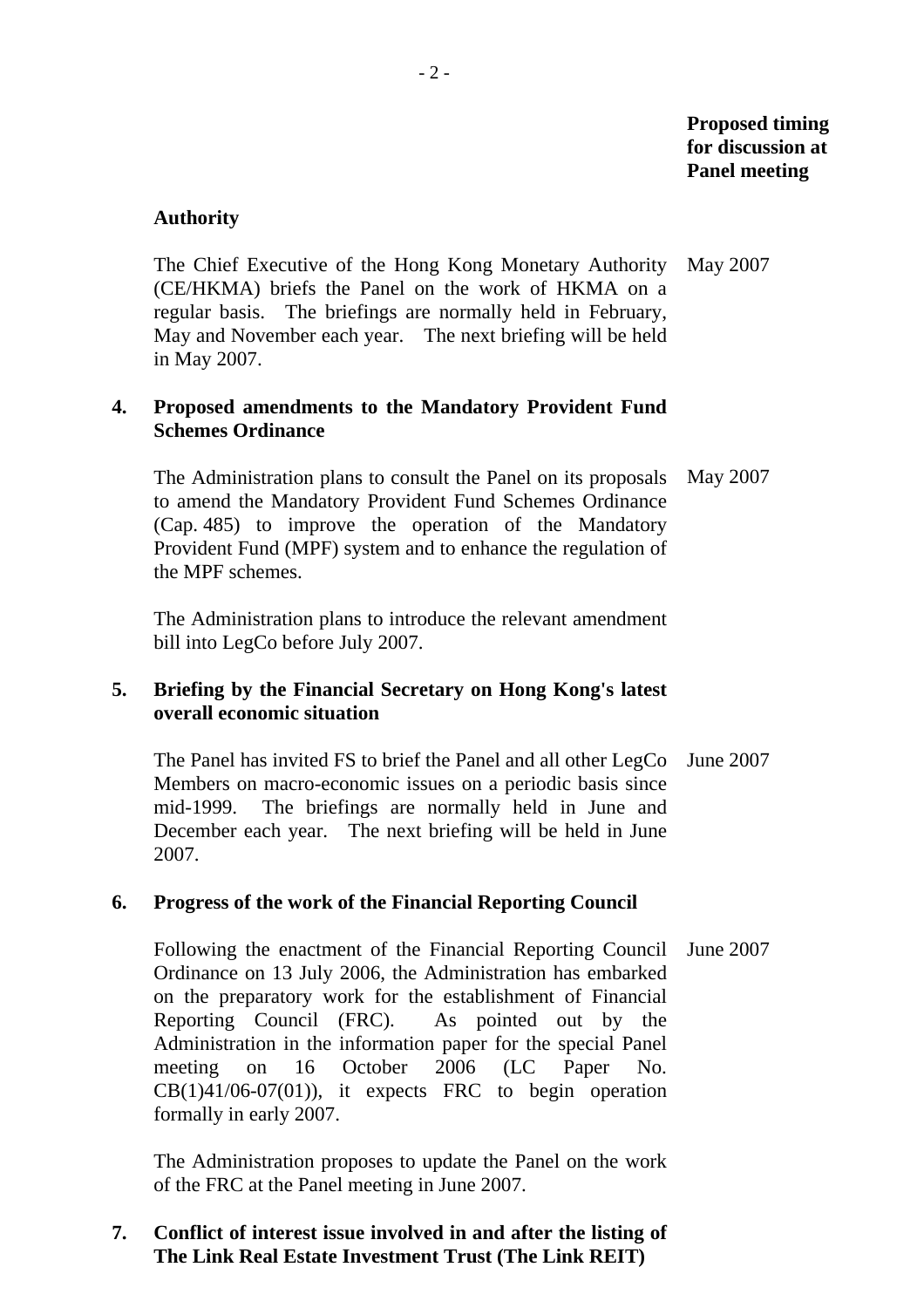**Proposed timing for discussion at Panel meeting**

**Authority**

The Chief Executive of the Hong Kong Monetary Authority (CE/HKMA) briefs the Panel on the work of HKMA on a regular basis. The briefings are normally held in February, May and November each year. The next briefing will be held in May 2007. — May 2007

**4. Proposed amendments to the Mandatory Provident Fund Schemes Ordinance**

The Administration plans to consult the Panel on its proposals to amend the Mandatory Provident Fund Schemes Ordinance (Cap. 485) to improve the operation of the Mandatory Provident Fund (MPF) system and to enhance the regulation of the MPF schemes. — May 2007

The Administration plans to introduce the relevant amendment bill into LegCo before July 2007.

**5. Briefing by the Financial Secretary on Hong Kong's latest overall economic situation**

The Panel has invited FS to brief the Panel and all other LegCo Members on macro-economic issues on a periodic basis since mid-1999. The briefings are normally held in June and December each year. The next briefing will be held in June 2007. — June 2007

**6. Progress of the work of the Financial Reporting Council**

Following the enactment of the Financial Reporting Council Ordinance on 13 July 2006, the Administration has embarked on the preparatory work for the establishment of Financial Reporting Council (FRC). As pointed out by the Administration in the information paper for the special Panel meeting on 16 October 2006 (LC Paper No. CB(1)41/06-07(01)), it expects FRC to begin operation formally in early 2007. — June 2007

The Administration proposes to update the Panel on the work of the FRC at the Panel meeting in June 2007.

**7. Conflict of interest issue involved in and after the listing of The Link Real Estate Investment Trust (The Link REIT)**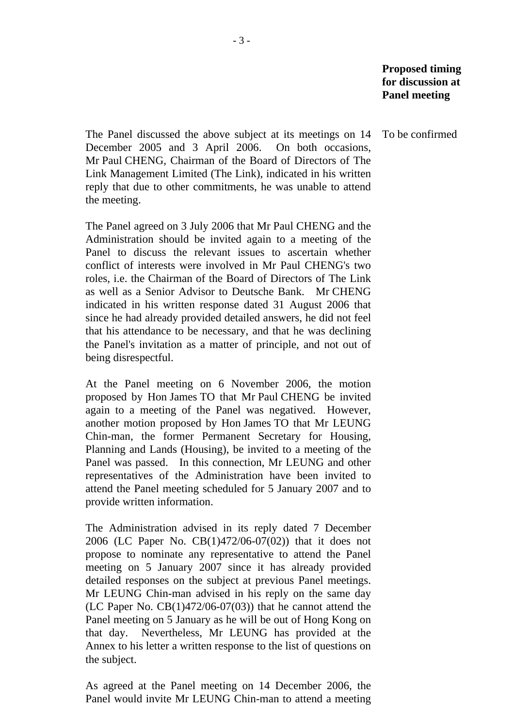**Proposed timing for discussion at Panel meeting**

The Panel discussed the above subject at its meetings on 14 December 2005 and 3 April 2006. On both occasions, Mr Paul CHENG, Chairman of the Board of Directors of The Link Management Limited (The Link), indicated in his written reply that due to other commitments, he was unable to attend the meeting.

To be confirmed

The Panel agreed on 3 July 2006 that Mr Paul CHENG and the Administration should be invited again to a meeting of the Panel to discuss the relevant issues to ascertain whether conflict of interests were involved in Mr Paul CHENG's two roles, i.e. the Chairman of the Board of Directors of The Link as well as a Senior Advisor to Deutsche Bank. Mr CHENG indicated in his written response dated 31 August 2006 that since he had already provided detailed answers, he did not feel that his attendance to be necessary, and that he was declining the Panel's invitation as a matter of principle, and not out of being disrespectful.

At the Panel meeting on 6 November 2006, the motion proposed by Hon James TO that Mr Paul CHENG be invited again to a meeting of the Panel was negatived. However, another motion proposed by Hon James TO that Mr LEUNG Chin-man, the former Permanent Secretary for Housing, Planning and Lands (Housing), be invited to a meeting of the Panel was passed. In this connection, Mr LEUNG and other representatives of the Administration have been invited to attend the Panel meeting scheduled for 5 January 2007 and to provide written information.

The Administration advised in its reply dated 7 December 2006 (LC Paper No. CB(1)472/06-07(02)) that it does not propose to nominate any representative to attend the Panel meeting on 5 January 2007 since it has already provided detailed responses on the subject at previous Panel meetings. Mr LEUNG Chin-man advised in his reply on the same day (LC Paper No. CB(1)472/06-07(03)) that he cannot attend the Panel meeting on 5 January as he will be out of Hong Kong on that day. Nevertheless, Mr LEUNG has provided at the Annex to his letter a written response to the list of questions on the subject.

As agreed at the Panel meeting on 14 December 2006, the Panel would invite Mr LEUNG Chin-man to attend a meeting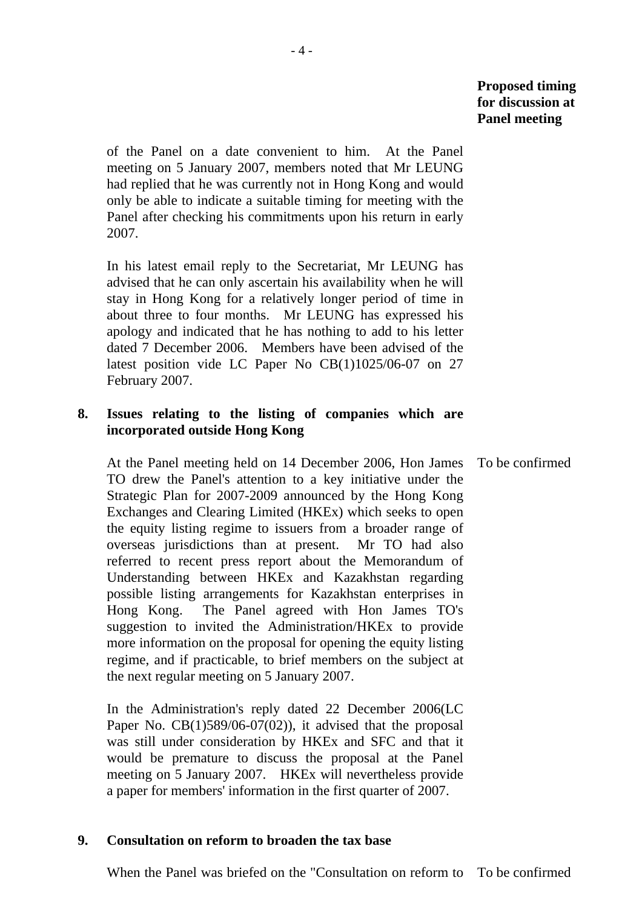**Proposed timing for discussion at Panel meeting**

of the Panel on a date convenient to him. At the Panel meeting on 5 January 2007, members noted that Mr LEUNG had replied that he was currently not in Hong Kong and would only be able to indicate a suitable timing for meeting with the Panel after checking his commitments upon his return in early 2007.

In his latest email reply to the Secretariat, Mr LEUNG has advised that he can only ascertain his availability when he will stay in Hong Kong for a relatively longer period of time in about three to four months. Mr LEUNG has expressed his apology and indicated that he has nothing to add to his letter dated 7 December 2006. Members have been advised of the latest position vide LC Paper No CB(1)1025/06-07 on 27 February 2007.

**8. Issues relating to the listing of companies which are incorporated outside Hong Kong**

At the Panel meeting held on 14 December 2006, Hon James TO drew the Panel's attention to a key initiative under the Strategic Plan for 2007-2009 announced by the Hong Kong Exchanges and Clearing Limited (HKEx) which seeks to open the equity listing regime to issuers from a broader range of overseas jurisdictions than at present. Mr TO had also referred to recent press report about the Memorandum of Understanding between HKEx and Kazakhstan regarding possible listing arrangements for Kazakhstan enterprises in Hong Kong. The Panel agreed with Hon James TO's suggestion to invited the Administration/HKEx to provide more information on the proposal for opening the equity listing regime, and if practicable, to brief members on the subject at the next regular meeting on 5 January 2007.

*Proposed timing:* To be confirmed

In the Administration's reply dated 22 December 2006(LC Paper No. CB(1)589/06-07(02)), it advised that the proposal was still under consideration by HKEx and SFC and that it would be premature to discuss the proposal at the Panel meeting on 5 January 2007. HKEx will nevertheless provide a paper for members' information in the first quarter of 2007.

**9. Consultation on reform to broaden the tax base**

When the Panel was briefed on the "Consultation on reform to

*Proposed timing:* To be confirmed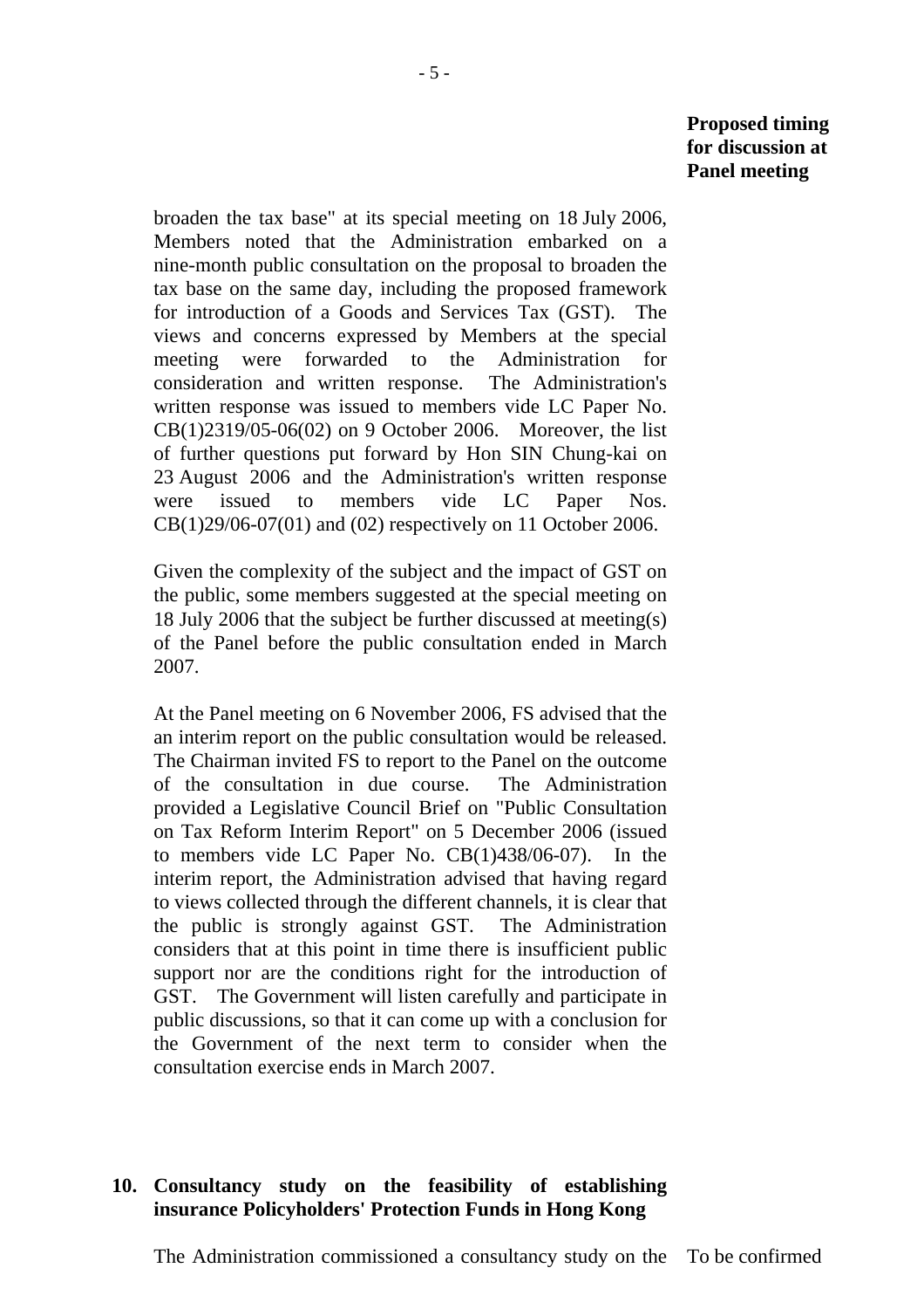**Proposed timing for discussion at Panel meeting**

broaden the tax base" at its special meeting on 18 July 2006, Members noted that the Administration embarked on a nine-month public consultation on the proposal to broaden the tax base on the same day, including the proposed framework for introduction of a Goods and Services Tax (GST). The views and concerns expressed by Members at the special meeting were forwarded to the Administration for consideration and written response. The Administration's written response was issued to members vide LC Paper No. CB(1)2319/05-06(02) on 9 October 2006. Moreover, the list of further questions put forward by Hon SIN Chung-kai on 23 August 2006 and the Administration's written response were issued to members vide LC Paper Nos. CB(1)29/06-07(01) and (02) respectively on 11 October 2006.

Given the complexity of the subject and the impact of GST on the public, some members suggested at the special meeting on 18 July 2006 that the subject be further discussed at meeting(s) of the Panel before the public consultation ended in March 2007.

At the Panel meeting on 6 November 2006, FS advised that the an interim report on the public consultation would be released. The Chairman invited FS to report to the Panel on the outcome of the consultation in due course. The Administration provided a Legislative Council Brief on "Public Consultation on Tax Reform Interim Report" on 5 December 2006 (issued to members vide LC Paper No. CB(1)438/06-07). In the interim report, the Administration advised that having regard to views collected through the different channels, it is clear that the public is strongly against GST. The Administration considers that at this point in time there is insufficient public support nor are the conditions right for the introduction of GST. The Government will listen carefully and participate in public discussions, so that it can come up with a conclusion for the Government of the next term to consider when the consultation exercise ends in March 2007.

**10. Consultancy study on the feasibility of establishing insurance Policyholders' Protection Funds in Hong Kong**

The Administration commissioned a consultancy study on the — To be confirmed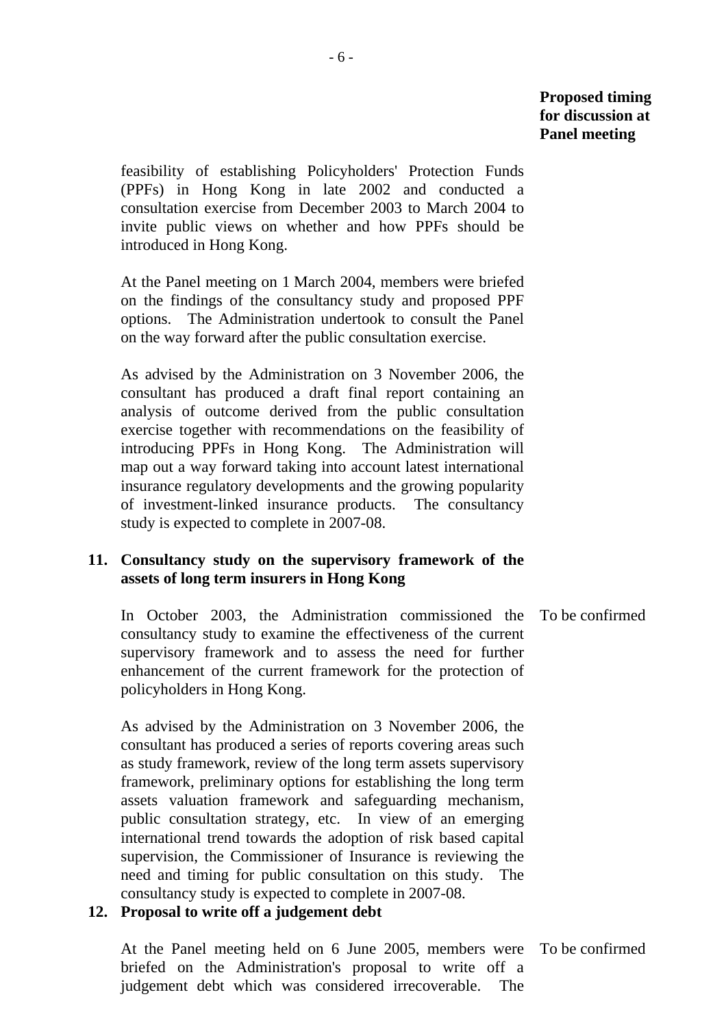**Proposed timing for discussion at Panel meeting**

feasibility of establishing Policyholders' Protection Funds (PPFs) in Hong Kong in late 2002 and conducted a consultation exercise from December 2003 to March 2004 to invite public views on whether and how PPFs should be introduced in Hong Kong.

At the Panel meeting on 1 March 2004, members were briefed on the findings of the consultancy study and proposed PPF options. The Administration undertook to consult the Panel on the way forward after the public consultation exercise.

As advised by the Administration on 3 November 2006, the consultant has produced a draft final report containing an analysis of outcome derived from the public consultation exercise together with recommendations on the feasibility of introducing PPFs in Hong Kong. The Administration will map out a way forward taking into account latest international insurance regulatory developments and the growing popularity of investment-linked insurance products. The consultancy study is expected to complete in 2007-08.

**11. Consultancy study on the supervisory framework of the assets of long term insurers in Hong Kong**

In October 2003, the Administration commissioned the consultancy study to examine the effectiveness of the current supervisory framework and to assess the need for further enhancement of the current framework for the protection of policyholders in Hong Kong. — To be confirmed

As advised by the Administration on 3 November 2006, the consultant has produced a series of reports covering areas such as study framework, review of the long term assets supervisory framework, preliminary options for establishing the long term assets valuation framework and safeguarding mechanism, public consultation strategy, etc. In view of an emerging international trend towards the adoption of risk based capital supervision, the Commissioner of Insurance is reviewing the need and timing for public consultation on this study. The consultancy study is expected to complete in 2007-08.

**12. Proposal to write off a judgement debt**

At the Panel meeting held on 6 June 2005, members were briefed on the Administration's proposal to write off a judgement debt which was considered irrecoverable. The — To be confirmed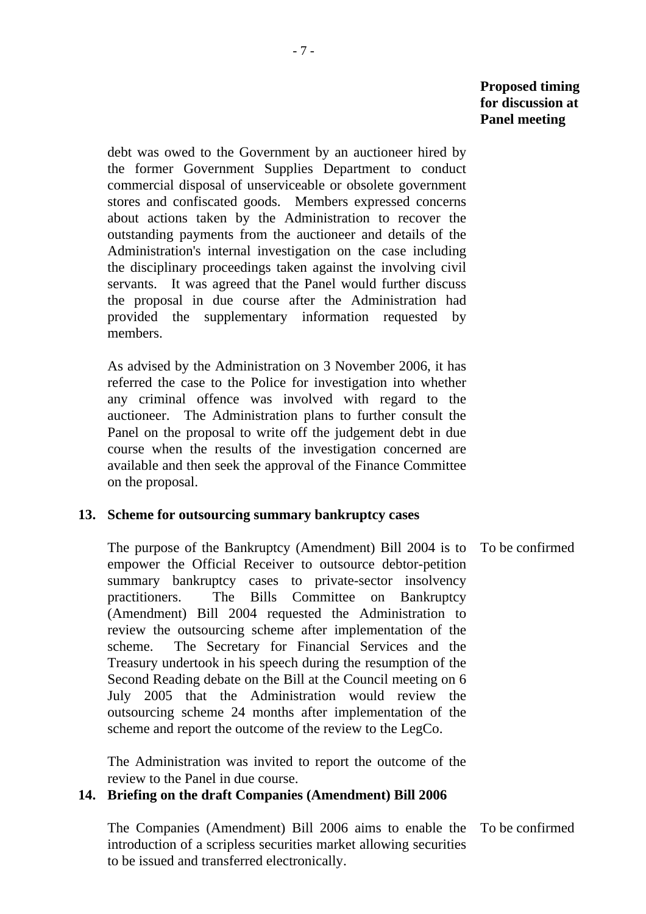**Proposed timing for discussion at Panel meeting**

debt was owed to the Government by an auctioneer hired by the former Government Supplies Department to conduct commercial disposal of unserviceable or obsolete government stores and confiscated goods. Members expressed concerns about actions taken by the Administration to recover the outstanding payments from the auctioneer and details of the Administration's internal investigation on the case including the disciplinary proceedings taken against the involving civil servants. It was agreed that the Panel would further discuss the proposal in due course after the Administration had provided the supplementary information requested by members.

As advised by the Administration on 3 November 2006, it has referred the case to the Police for investigation into whether any criminal offence was involved with regard to the auctioneer. The Administration plans to further consult the Panel on the proposal to write off the judgement debt in due course when the results of the investigation concerned are available and then seek the approval of the Finance Committee on the proposal.

**13. Scheme for outsourcing summary bankruptcy cases**

The purpose of the Bankruptcy (Amendment) Bill 2004 is to empower the Official Receiver to outsource debtor-petition summary bankruptcy cases to private-sector insolvency practitioners. The Bills Committee on Bankruptcy (Amendment) Bill 2004 requested the Administration to review the outsourcing scheme after implementation of the scheme. The Secretary for Financial Services and the Treasury undertook in his speech during the resumption of the Second Reading debate on the Bill at the Council meeting on 6 July 2005 that the Administration would review the outsourcing scheme 24 months after implementation of the scheme and report the outcome of the review to the LegCo. — To be confirmed

The Administration was invited to report the outcome of the review to the Panel in due course.

**14. Briefing on the draft Companies (Amendment) Bill 2006**

The Companies (Amendment) Bill 2006 aims to enable the introduction of a scripless securities market allowing securities to be issued and transferred electronically. — To be confirmed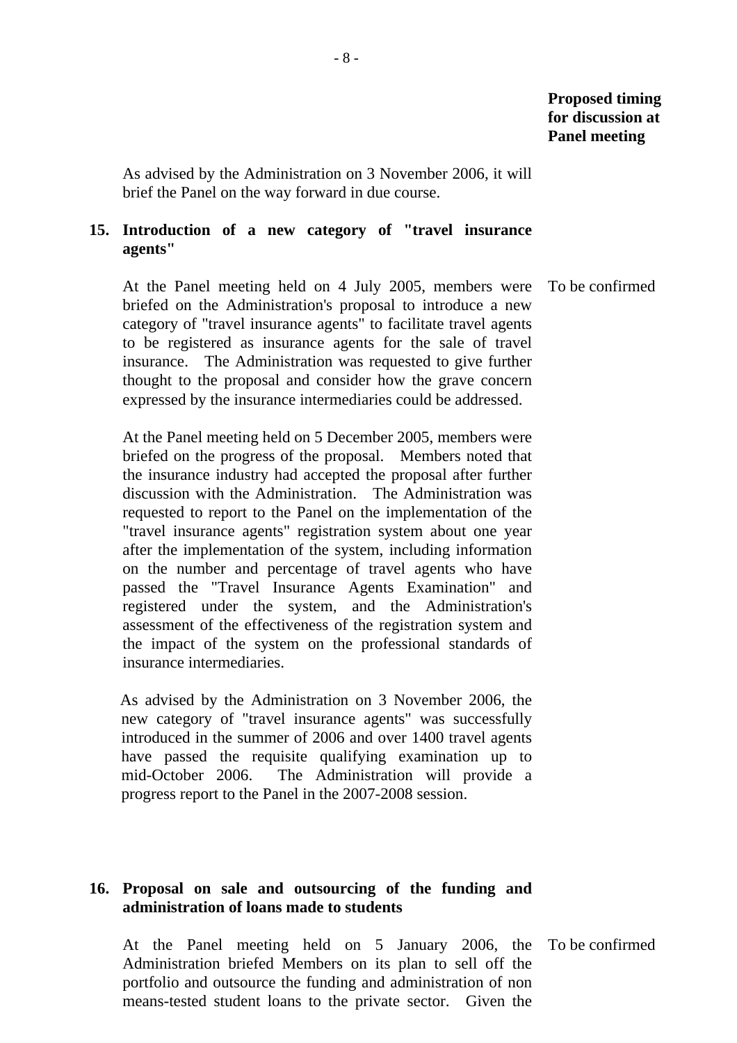**Proposed timing for discussion at Panel meeting**

As advised by the Administration on 3 November 2006, it will brief the Panel on the way forward in due course.

**15. Introduction of a new category of "travel insurance agents"**

At the Panel meeting held on 4 July 2005, members were briefed on the Administration's proposal to introduce a new category of "travel insurance agents" to facilitate travel agents to be registered as insurance agents for the sale of travel insurance. The Administration was requested to give further thought to the proposal and consider how the grave concern expressed by the insurance intermediaries could be addressed. — To be confirmed

At the Panel meeting held on 5 December 2005, members were briefed on the progress of the proposal. Members noted that the insurance industry had accepted the proposal after further discussion with the Administration. The Administration was requested to report to the Panel on the implementation of the "travel insurance agents" registration system about one year after the implementation of the system, including information on the number and percentage of travel agents who have passed the "Travel Insurance Agents Examination" and registered under the system, and the Administration's assessment of the effectiveness of the registration system and the impact of the system on the professional standards of insurance intermediaries.

As advised by the Administration on 3 November 2006, the new category of "travel insurance agents" was successfully introduced in the summer of 2006 and over 1400 travel agents have passed the requisite qualifying examination up to mid-October 2006. The Administration will provide a progress report to the Panel in the 2007-2008 session.

**16. Proposal on sale and outsourcing of the funding and administration of loans made to students**

At the Panel meeting held on 5 January 2006, the Administration briefed Members on its plan to sell off the portfolio and outsource the funding and administration of non means-tested student loans to the private sector. Given the — To be confirmed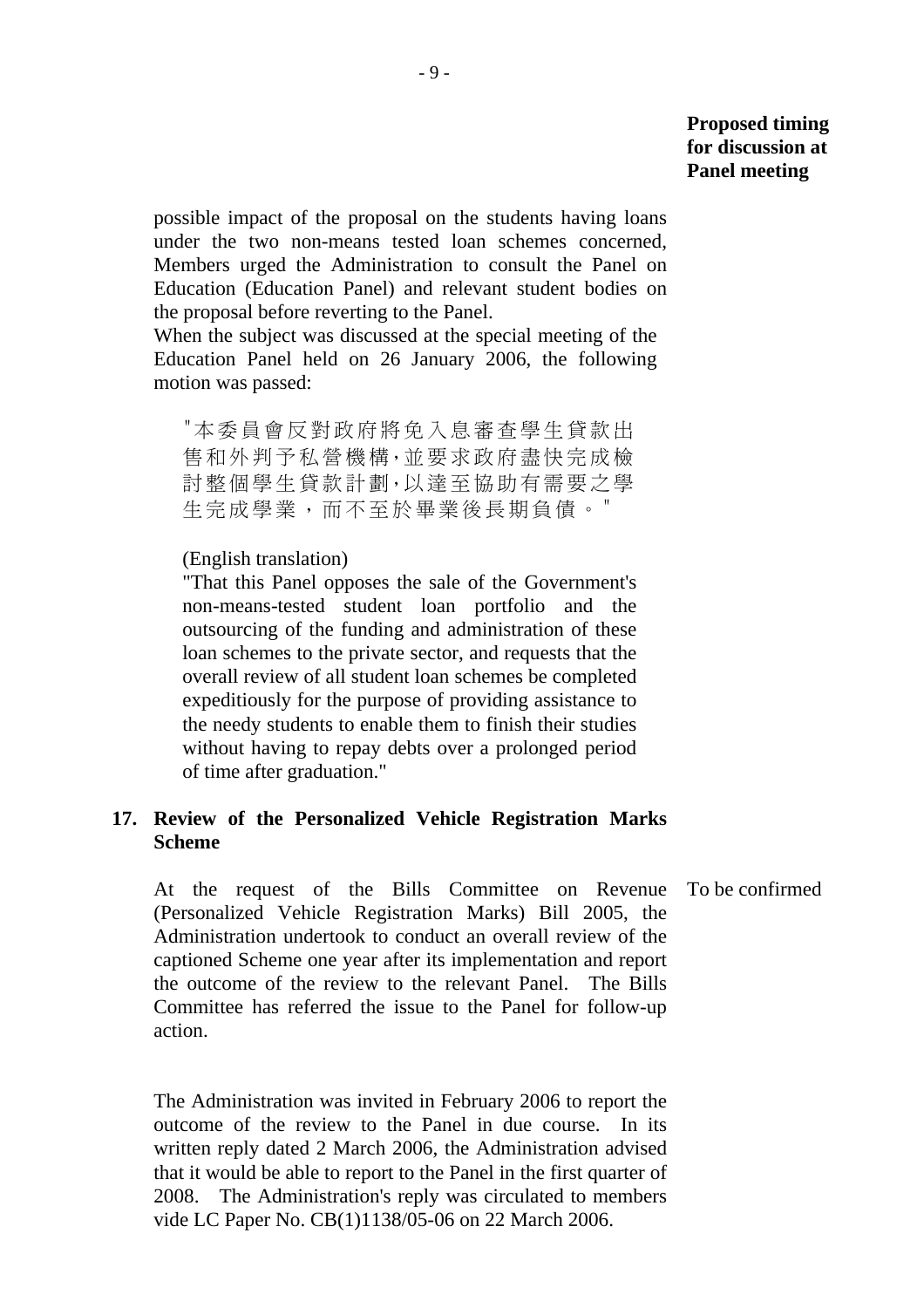**Proposed timing for discussion at Panel meeting**

possible impact of the proposal on the students having loans under the two non-means tested loan schemes concerned, Members urged the Administration to consult the Panel on Education (Education Panel) and relevant student bodies on the proposal before reverting to the Panel.

When the subject was discussed at the special meeting of the Education Panel held on 26 January 2006, the following motion was passed:

> "本委員會反對政府將免入息審查學生貸款出售和外判予私營機構，並要求政府盡快完成檢討整個學生貸款計劃，以達至協助有需要之學生完成學業，而不至於畢業後長期負債。"
>
> (English translation)
>
> "That this Panel opposes the sale of the Government's non-means-tested student loan portfolio and the outsourcing of the funding and administration of these loan schemes to the private sector, and requests that the overall review of all student loan schemes be completed expeditiously for the purpose of providing assistance to the needy students to enable them to finish their studies without having to repay debts over a prolonged period of time after graduation."

**17. Review of the Personalized Vehicle Registration Marks Scheme**

At the request of the Bills Committee on Revenue (Personalized Vehicle Registration Marks) Bill 2005, the Administration undertook to conduct an overall review of the captioned Scheme one year after its implementation and report the outcome of the review to the relevant Panel. The Bills Committee has referred the issue to the Panel for follow-up action. — To be confirmed

The Administration was invited in February 2006 to report the outcome of the review to the Panel in due course. In its written reply dated 2 March 2006, the Administration advised that it would be able to report to the Panel in the first quarter of 2008. The Administration's reply was circulated to members vide LC Paper No. CB(1)1138/05-06 on 22 March 2006.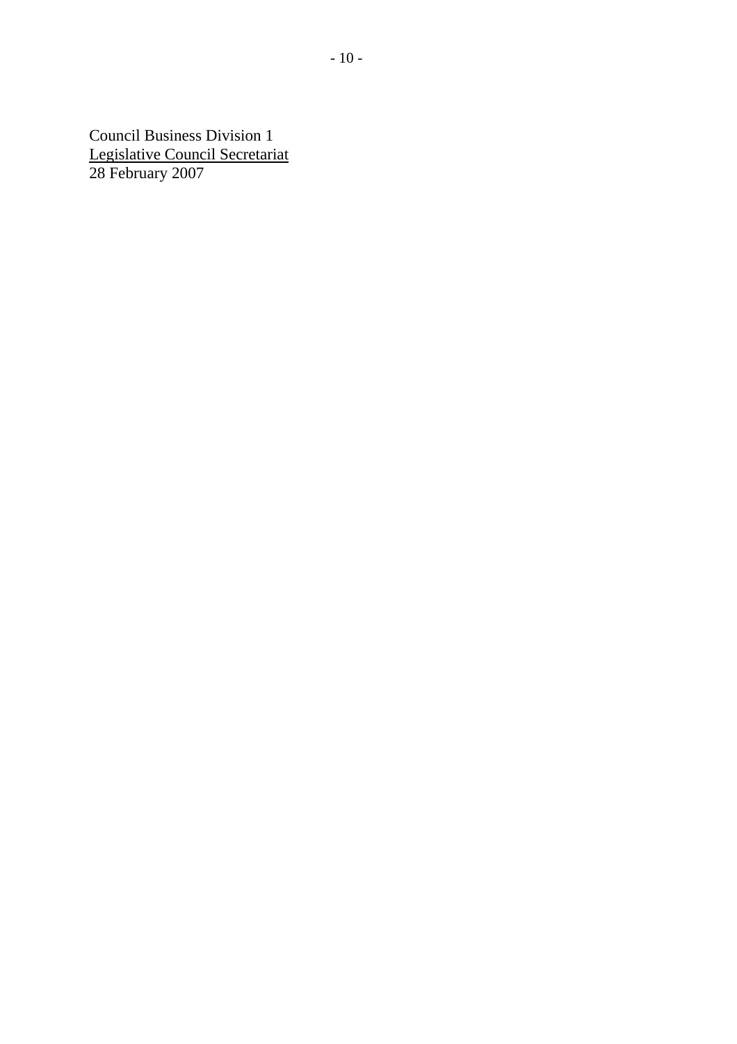Council Business Division 1
Legislative Council Secretariat
28 February 2007